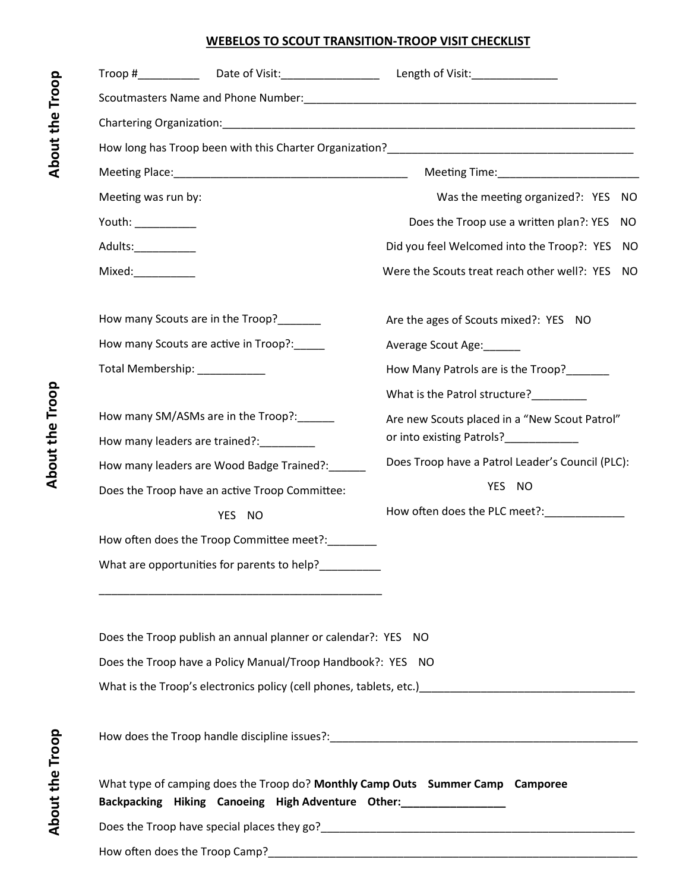# WEBELOS TO SCOUT TRANSITION-TROOP VISIT CHECKLIST

**About the Troop**

Troop #__________ Date of Visit:________________ Length of Visit:______________

Scoutmasters Name and Phone Number:________________________________________________________

Chartering Organization:________________________________________________________________________

How long has Troop been with this Charter Organization?__________________________________________

Meeting Place:_______________________________________ Meeting Time:_______________________

Meeting was run by:

Youth: __________

Adults:__________

Mixed:__________

Was the meeting organized?: YES NO

Does the Troop use a written plan?: YES NO

Did you feel Welcomed into the Troop?: YES NO

Were the Scouts treat reach other well?: YES NO

**About the Troop**

How many Scouts are in the Troop?_______

How many Scouts are active in Troop?:_____

Total Membership: ___________

How many SM/ASMs are in the Troop?:______

How many leaders are trained?:_________

How many leaders are Wood Badge Trained?:______

Does the Troop have an active Troop Committee:

YES NO

How often does the Troop Committee meet?:________

What are opportunities for parents to help?__________

_______________________________________________

Are the ages of Scouts mixed?: YES NO

Average Scout Age:______

How Many Patrols are is the Troop?_______

What is the Patrol structure?_________

Are new Scouts placed in a "New Scout Patrol" or into existing Patrols?____________

Does Troop have a Patrol Leader's Council (PLC):

YES NO

How often does the PLC meet?:_____________

**About the Troop**

Does the Troop publish an annual planner or calendar?: YES NO

Does the Troop have a Policy Manual/Troop Handbook?: YES NO

What is the Troop's electronics policy (cell phones, tablets, etc.)___________________________________

How does the Troop handle discipline issues?:___________________________________________________

What type of camping does the Troop do? **Monthly Camp Outs Summer Camp Camporee Backpacking Hiking Canoeing High Adventure Other:_________________**

Does the Troop have special places they go?______________________________________________________

How often does the Troop Camp?_______________________________________________________________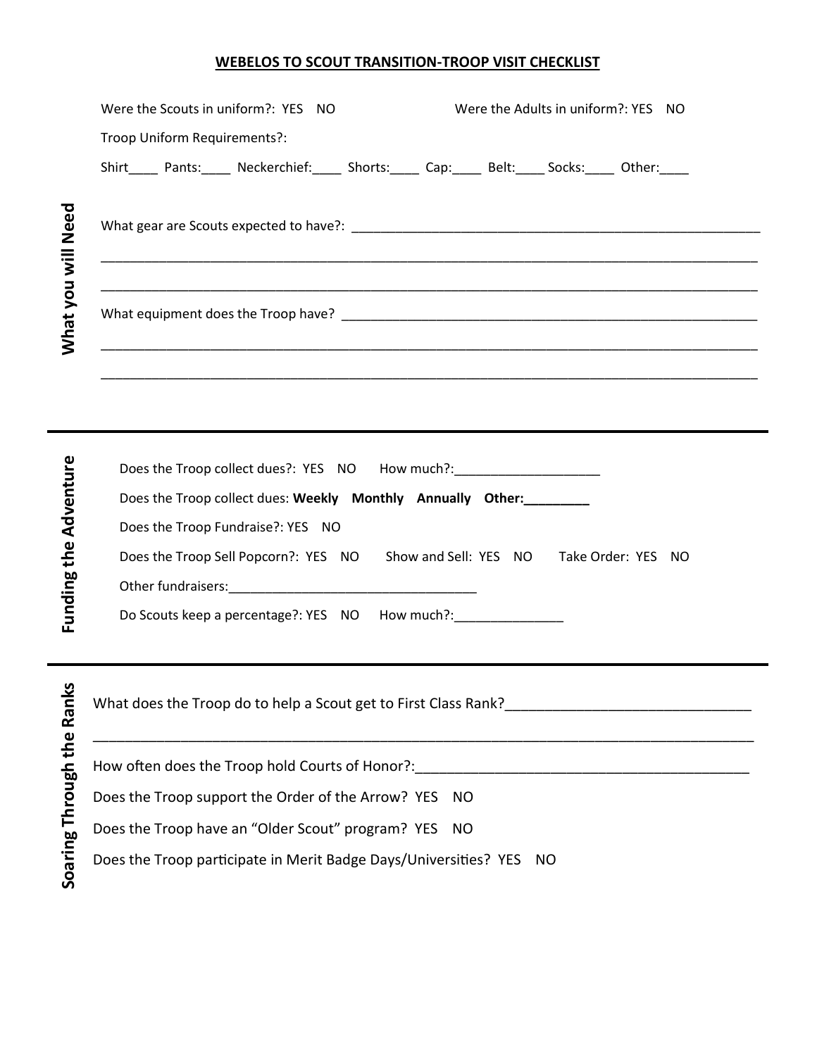## WEBELOS TO SCOUT TRANSITION-TROOP VISIT CHECKLIST

### What you will Need

Were the Scouts in uniform?: YES NO

Were the Adults in uniform?: YES NO

Troop Uniform Requirements?:

Shirt____ Pants:____ Neckerchief:____ Shorts:____ Cap:____ Belt:____ Socks:____ Other:____

What gear are Scouts expected to have?: ____________________________________________________________

______________________________________________________________________________________________

______________________________________________________________________________________________

What equipment does the Troop have? ______________________________________________________________

______________________________________________________________________________________________

______________________________________________________________________________________________

### Funding the Adventure

Does the Troop collect dues?: YES NO How much?:____________________

Does the Troop collect dues: **Weekly Monthly Annually Other:_________**

Does the Troop Fundraise?: YES NO

Does the Troop Sell Popcorn?: YES NO Show and Sell: YES NO Take Order: YES NO

Other fundraisers:__________________________________

Do Scouts keep a percentage?: YES NO How much?:_______________

### Soaring Through the Ranks

What does the Troop do to help a Scout get to First Class Rank?_______________________________

______________________________________________________________________________________________

How often does the Troop hold Courts of Honor?:___________________________________________

Does the Troop support the Order of the Arrow? YES NO

Does the Troop have an "Older Scout" program? YES NO

Does the Troop participate in Merit Badge Days/Universities? YES NO